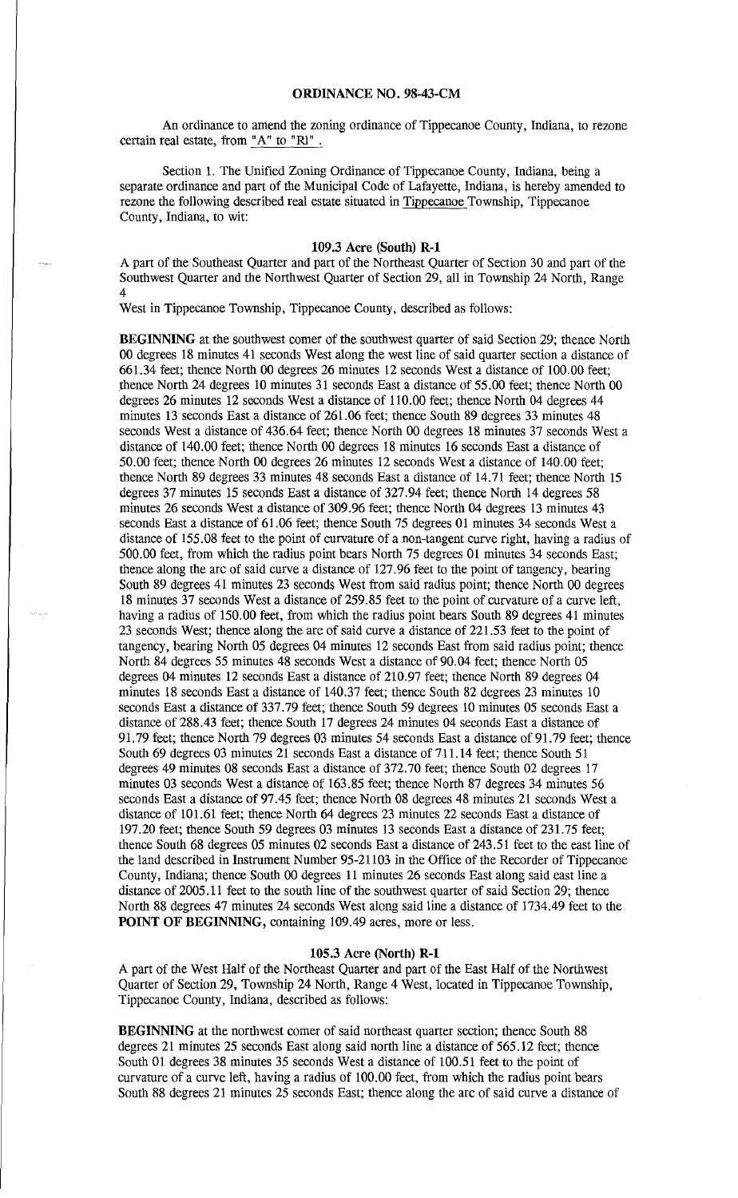# ORDINANCE NO. 98-43-CM

An ordinance to amend the zoning ordinance of Tippecanoe County, Indiana, to rezone certain real estate, from "A" to "R1".

Section 1. The Unified Zoning Ordinance of Tippecanoe County, Indiana, being a separate ordinance and part of the Municipal Code of Lafayette, Indiana, is hereby amended to rezone the following described real estate situated in Tippecanoe Township, Tippecanoe County, Indiana, to wit:

### 109.3 Acre (South) R-1

A part of the Southeast Quarter and part of the Northeast Quarter of Section 30 and part of the Southwest Quarter and the Northwest Quarter of Section 29, all in Township 24 North, Range 4
West in Tippecanoe Township, Tippecanoe County, described as follows:

**BEGINNING** at the southwest comer of the southwest quarter of said Section 29; thence North 00 degrees 18 minutes 41 seconds West along the west line of said quarter section a distance of 661.34 feet; thence North 00 degrees 26 minutes 12 seconds West a distance of 100.00 feet; thence North 24 degrees 10 minutes 31 seconds East a distance of 55.00 feet; thence North 00 degrees 26 minutes 12 seconds West a distance of 110.00 feet; thence North 04 degrees 44 minutes 13 seconds East a distance of 261.06 feet; thence South 89 degrees 33 minutes 48 seconds West a distance of 436.64 feet; thence North 00 degrees 18 minutes 37 seconds West a distance of 140.00 feet; thence North 00 degrees 18 minutes 16 seconds East a distance of 50.00 feet; thence North 00 degrees 26 minutes 12 seconds West a distance of 140.00 feet; thence North 89 degrees 33 minutes 48 seconds East a distance of 14.71 feet; thence North 15 degrees 37 minutes 15 seconds East a distance of 327.94 feet; thence North 14 degrees 58 minutes 26 seconds West a distance of 309.96 feet; thence North 04 degrees 13 minutes 43 seconds East a distance of 61.06 feet; thence South 75 degrees 01 minutes 34 seconds West a distance of 155.08 feet to the point of curvature of a non-tangent curve right, having a radius of 500.00 feet, from which the radius point bears North 75 degrees 01 minutes 34 seconds East; thence along the arc of said curve a distance of 127.96 feet to the point of tangency, bearing South 89 degrees 41 minutes 23 seconds West from said radius point; thence North 00 degrees 18 minutes 37 seconds West a distance of 259.85 feet to the point of curvature of a curve left, having a radius of 150.00 feet, from which the radius point bears South 89 degrees 41 minutes 23 seconds West; thence along the arc of said curve a distance of 221.53 feet to the point of tangency, bearing North 05 degrees 04 minutes 12 seconds East from said radius point; thence North 84 degrees 55 minutes 48 seconds West a distance of 90.04 feet; thence North 05 degrees 04 minutes 12 seconds East a distance of 210.97 feet; thence North 89 degrees 04 minutes 18 seconds East a distance of 140.37 feet; thence South 82 degrees 23 minutes 10 seconds East a distance of 337.79 feet; thence South 59 degrees 10 minutes 05 seconds East a distance of 288.43 feet; thence South 17 degrees 24 minutes 04 seconds East a distance of 91.79 feet; thence North 79 degrees 03 minutes 54 seconds East a distance of 91.79 feet; thence South 69 degrees 03 minutes 21 seconds East a distance of 711.14 feet; thence South 51 degrees 49 minutes 08 seconds East a distance of 372.70 feet; thence South 02 degrees 17 minutes 03 seconds West a distance of 163.85 feet; thence North 87 degrees 34 minutes 56 seconds East a distance of 97.45 feet; thence North 08 degrees 48 minutes 21 seconds West a distance of 101.61 feet; thence North 64 degrees 23 minutes 22 seconds East a distance of 197.20 feet; thence South 59 degrees 03 minutes 13 seconds East a distance of 231.75 feet; thence South 68 degrees 05 minutes 02 seconds East a distance of 243.51 feet to the east line of the land described in Instrument Number 95-21103 in the Office of the Recorder of Tippecanoe County, Indiana; thence South 00 degrees 11 minutes 26 seconds East along said east line a distance of 2005.11 feet to the south line of the southwest quarter of said Section 29; thence North 88 degrees 47 minutes 24 seconds West along said line a distance of 1734.49 feet to the **POINT OF BEGINNING,** containing 109.49 acres, more or less.

### 105.3 Acre (North) R-1

A part of the West Half of the Northeast Quarter and part of the East Half of the Northwest Quarter of Section 29, Township 24 North, Range 4 West, located in Tippecanoe Township, Tippecanoe County, Indiana, described as follows:

**BEGINNING** at the northwest comer of said northeast quarter section; thence South 88 degrees 21 minutes 25 seconds East along said north line a distance of 565.12 feet; thence South 01 degrees 38 minutes 35 seconds West a distance of 100.51 feet to the point of curvature of a curve left, having a radius of 100.00 feet, from which the radius point bears South 88 degrees 21 minutes 25 seconds East; thence along the arc of said curve a distance of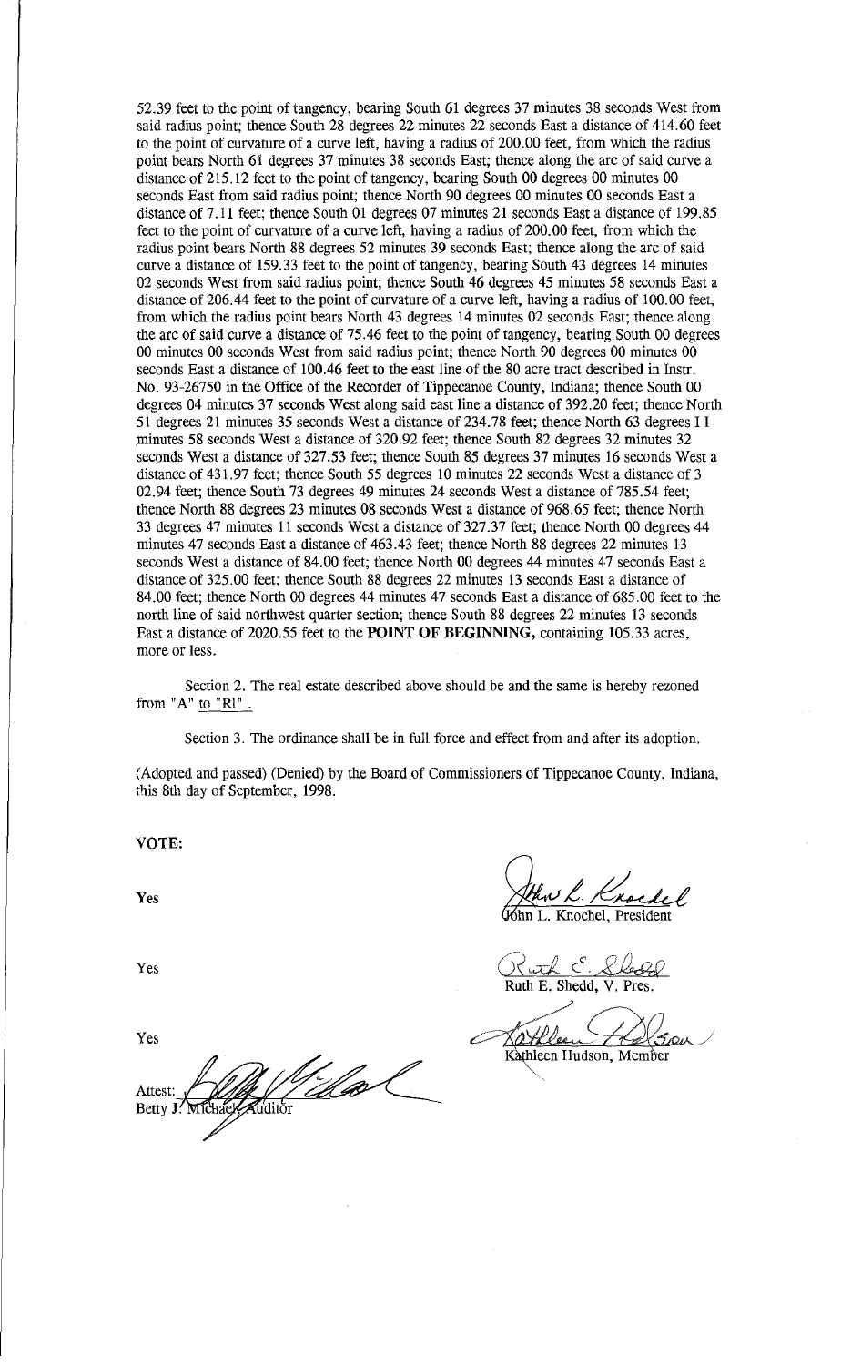52.39 feet to the point of tangency, bearing South 61 degrees 37 minutes 38 seconds West from said radius point; thence South 28 degrees 22 minutes 22 seconds East a distance of 414.60 feet to the point of curvature of a curve left, having a radius of 200.00 feet, from which the radius point bears North 61 degrees 37 minutes 38 seconds East; thence along the arc of said curve a distance of 215.12 feet to the point of tangency, bearing South 00 degrees 00 minutes 00 seconds East from said radius point; thence North 90 degrees 00 minutes 00 seconds East a distance of 7.11 feet; thence South 01 degrees 07 minutes 21 seconds East a distance of 199.85 feet to the point of curvature of a curve left, having a radius of 200.00 feet, from which the radius point bears North 88 degrees 52 minutes 39 seconds East; thence along the arc of said curve a distance of 159.33 feet to the point of tangency, bearing South 43 degrees 14 minutes 02 seconds West from said radius point; thence South 46 degrees 45 minutes 58 seconds East a distance of 206.44 feet to the point of curvature of a curve left, having a radius of 100.00 feet, from which the radius point bears North 43 degrees 14 minutes 02 seconds East; thence along the arc of said curve a distance of 75.46 feet to the point of tangency, bearing South 00 degrees 00 minutes 00 seconds West from said radius point; thence North 90 degrees 00 minutes 00 seconds East a distance of 100.46 feet to the east line of the 80 acre tract described in Instr. No. 93-26750 in the Office of the Recorder of Tippecanoe County, Indiana; thence South 00 degrees 04 minutes 37 seconds West along said east line a distance of 392.20 feet; thence North 51 degrees 21 minutes 35 seconds West a distance of 234.78 feet; thence North 63 degrees 11 minutes 58 seconds West a distance of 320.92 feet; thence South 82 degrees 32 minutes 32 seconds West a distance of 327.53 feet; thence South 85 degrees 37 minutes 16 seconds West a distance of 431.97 feet; thence South 55 degrees 10 minutes 22 seconds West a distance of 302.94 feet; thence South 73 degrees 49 minutes 24 seconds West a distance of 785.54 feet; thence North 88 degrees 23 minutes 08 seconds West a distance of 968.65 feet; thence North 33 degrees 47 minutes 11 seconds West a distance of 327.37 feet; thence North 00 degrees 44 minutes 47 seconds East a distance of 463.43 feet; thence North 88 degrees 22 minutes 13 seconds West a distance of 84.00 feet; thence North 00 degrees 44 minutes 47 seconds East a distance of 325.00 feet; thence South 88 degrees 22 minutes 13 seconds East a distance of 84.00 feet; thence North 00 degrees 44 minutes 47 seconds East a distance of 685.00 feet to the north line of said northwest quarter section; thence South 88 degrees 22 minutes 13 seconds East a distance of 2020.55 feet to the **POINT OF BEGINNING,** containing 105.33 acres, more or less.

Section 2. The real estate described above should be and the same is hereby rezoned from "A" to "R1".

Section 3. The ordinance shall be in full force and effect from and after its adoption.

(Adopted and passed) (Denied) by the Board of Commissioners of Tippecanoe County, Indiana, this 8th day of September, 1998.

**VOTE:**

Yes — John L. Knochel, President

Yes — Ruth E. Shedd, V. Pres.

Yes — Kathleen Hudson, Member

Attest: Betty J. Michael, Auditor